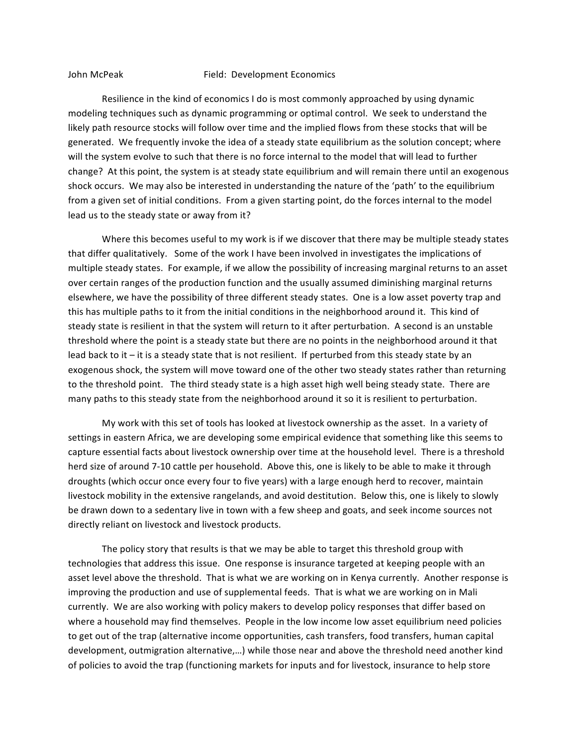John McPeak Field: Development Economics

Resilience in the kind of economics I do is most commonly approached by using dynamic modeling techniques such as dynamic programming or optimal control. We seek to understand the likely path resource stocks will follow over time and the implied flows from these stocks that will be generated. We frequently invoke the idea of a steady state equilibrium as the solution concept; where will the system evolve to such that there is no force internal to the model that will lead to further change? At this point, the system is at steady state equilibrium and will remain there until an exogenous shock occurs. We may also be interested in understanding the nature of the 'path' to the equilibrium from a given set of initial conditions. From a given starting point, do the forces internal to the model lead us to the steady state or away from it?

Where this becomes useful to my work is if we discover that there may be multiple steady states that differ qualitatively. Some of the work I have been involved in investigates the implications of multiple steady states. For example, if we allow the possibility of increasing marginal returns to an asset over certain ranges of the production function and the usually assumed diminishing marginal returns elsewhere, we have the possibility of three different steady states. One is a low asset poverty trap and this has multiple paths to it from the initial conditions in the neighborhood around it. This kind of steady state is resilient in that the system will return to it after perturbation. A second is an unstable threshold where the point is a steady state but there are no points in the neighborhood around it that lead back to it – it is a steady state that is not resilient. If perturbed from this steady state by an exogenous shock, the system will move toward one of the other two steady states rather than returning to the threshold point. The third steady state is a high asset high well being steady state. There are many paths to this steady state from the neighborhood around it so it is resilient to perturbation.

My work with this set of tools has looked at livestock ownership as the asset. In a variety of settings in eastern Africa, we are developing some empirical evidence that something like this seems to capture essential facts about livestock ownership over time at the household level. There is a threshold herd size of around 7-10 cattle per household. Above this, one is likely to be able to make it through droughts (which occur once every four to five years) with a large enough herd to recover, maintain livestock mobility in the extensive rangelands, and avoid destitution. Below this, one is likely to slowly be drawn down to a sedentary live in town with a few sheep and goats, and seek income sources not directly reliant on livestock and livestock products.

The policy story that results is that we may be able to target this threshold group with technologies that address this issue. One response is insurance targeted at keeping people with an asset level above the threshold. That is what we are working on in Kenya currently. Another response is improving the production and use of supplemental feeds. That is what we are working on in Mali currently. We are also working with policy makers to develop policy responses that differ based on where a household may find themselves. People in the low income low asset equilibrium need policies to get out of the trap (alternative income opportunities, cash transfers, food transfers, human capital development, outmigration alternative,…) while those near and above the threshold need another kind of policies to avoid the trap (functioning markets for inputs and for livestock, insurance to help store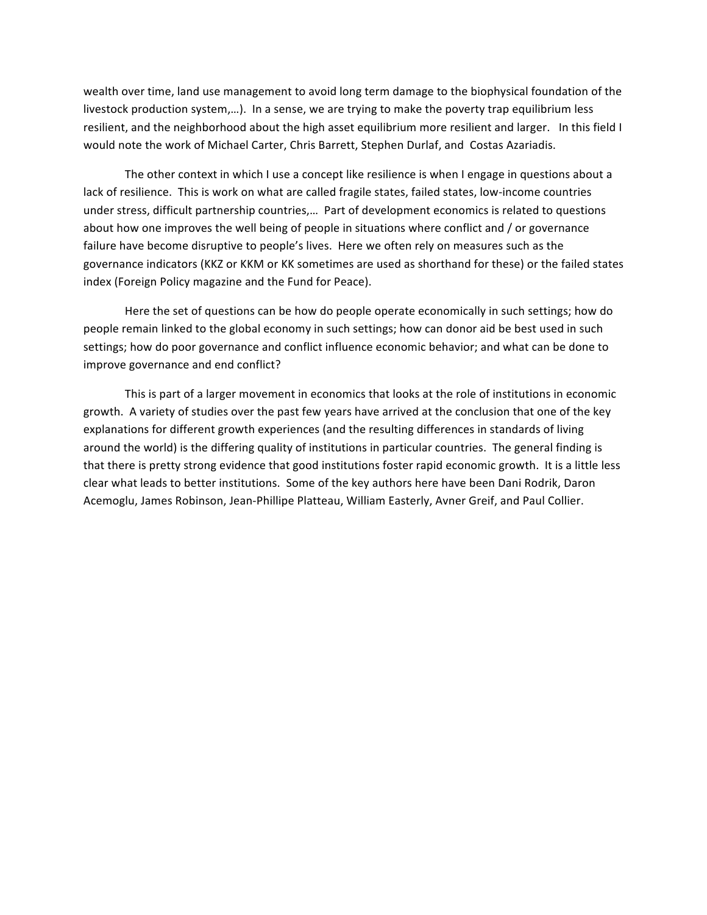wealth over time, land use management to avoid long term damage to the biophysical foundation of the livestock production system,…). In a sense, we are trying to make the poverty trap equilibrium less resilient, and the neighborhood about the high asset equilibrium more resilient and larger. In this field I would note the work of Michael Carter, Chris Barrett, Stephen Durlaf, and Costas Azariadis.

The other context in which I use a concept like resilience is when I engage in questions about a lack of resilience. This is work on what are called fragile states, failed states, low-income countries under stress, difficult partnership countries,… Part of development economics is related to questions about how one improves the well being of people in situations where conflict and / or governance failure have become disruptive to people's lives. Here we often rely on measures such as the governance indicators (KKZ or KKM or KK sometimes are used as shorthand for these) or the failed states index (Foreign Policy magazine and the Fund for Peace).

Here the set of questions can be how do people operate economically in such settings; how do people remain linked to the global economy in such settings; how can donor aid be best used in such settings; how do poor governance and conflict influence economic behavior; and what can be done to improve governance and end conflict?

This is part of a larger movement in economics that looks at the role of institutions in economic growth. A variety of studies over the past few years have arrived at the conclusion that one of the key explanations for different growth experiences (and the resulting differences in standards of living around the world) is the differing quality of institutions in particular countries. The general finding is that there is pretty strong evidence that good institutions foster rapid economic growth. It is a little less clear what leads to better institutions. Some of the key authors here have been Dani Rodrik, Daron Acemoglu, James Robinson, Jean-Phillipe Platteau, William Easterly, Avner Greif, and Paul Collier.